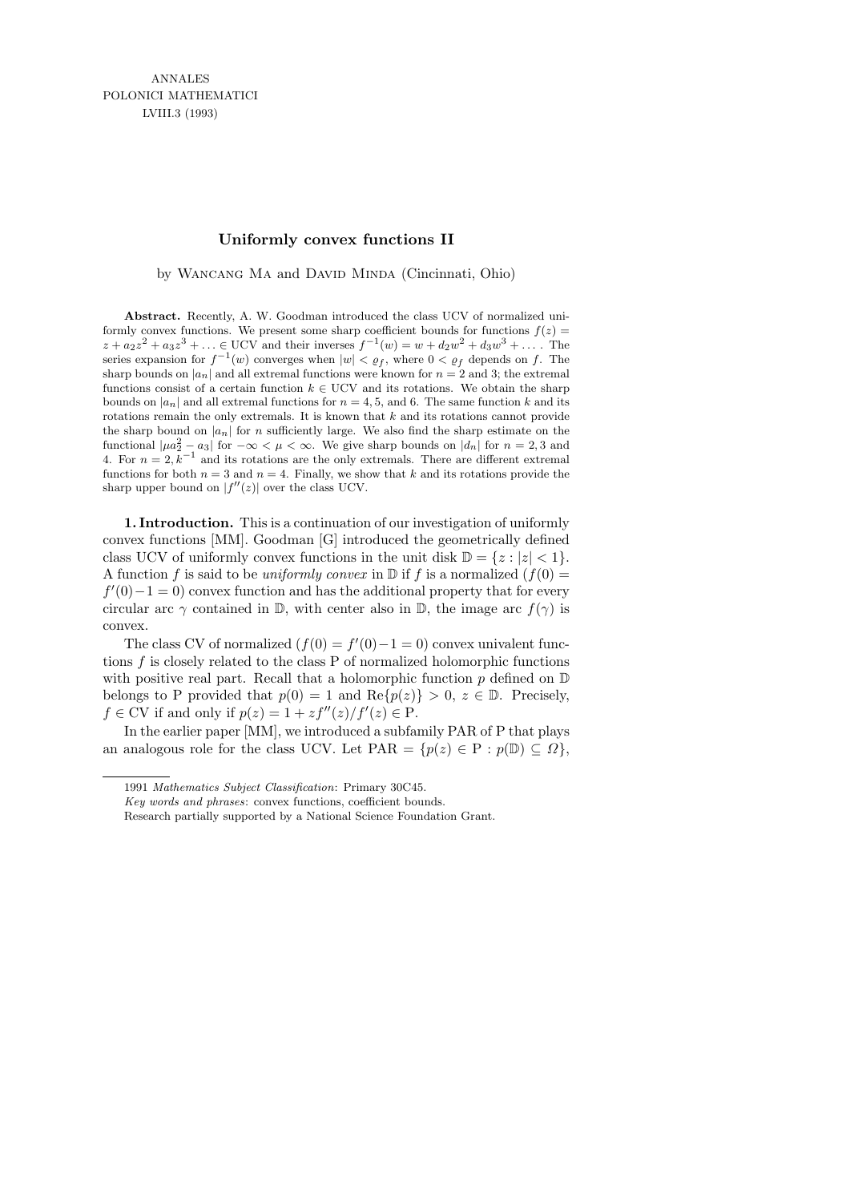ANNALES
POLONICI MATHEMATICI
LVIII.3 (1993)

# Uniformly convex functions II

by Wancang Ma and David Minda (Cincinnati, Ohio)

**Abstract.** Recently, A. W. Goodman introduced the class UCV of normalized uniformly convex functions. We present some sharp coefficient bounds for functions $f(z) = z + a_2 z^2 + a_3 z^3 + \ldots \in \mathrm{UCV}$ and their inverses $f^{-1}(w) = w + d_2 w^2 + d_3 w^3 + \ldots$. The series expansion for $f^{-1}(w)$ converges when $|w| < \varrho_f$, where $0 < \varrho_f$ depends on $f$. The sharp bounds on $|a_n|$ and all extremal functions were known for $n = 2$ and 3; the extremal functions consist of a certain function $k \in \mathrm{UCV}$ and its rotations. We obtain the sharp bounds on $|a_n|$ and all extremal functions for $n = 4, 5$, and 6. The same function $k$ and its rotations remain the only extremals. It is known that $k$ and its rotations cannot provide the sharp bound on $|a_n|$ for $n$ sufficiently large. We also find the sharp estimate on the functional $|\mu a_2^2 - a_3|$ for $-\infty < \mu < \infty$. We give sharp bounds on $|d_n|$ for $n = 2, 3$ and 4. For $n = 2$, $k^{-1}$ and its rotations are the only extremals. There are different extremal functions for both $n = 3$ and $n = 4$. Finally, we show that $k$ and its rotations provide the sharp upper bound on $|f''(z)|$ over the class UCV.

**1. Introduction.** This is a continuation of our investigation of uniformly convex functions [MM]. Goodman [G] introduced the geometrically defined class UCV of uniformly convex functions in the unit disk $\mathbb{D} = \{z : |z| < 1\}$. A function $f$ is said to be *uniformly convex* in $\mathbb{D}$ if $f$ is a normalized ($f(0) = f'(0) - 1 = 0$) convex function and has the additional property that for every circular arc $\gamma$ contained in $\mathbb{D}$, with center also in $\mathbb{D}$, the image arc $f(\gamma)$ is convex.

The class CV of normalized ($f(0) = f'(0) - 1 = 0$) convex univalent functions $f$ is closely related to the class P of normalized holomorphic functions with positive real part. Recall that a holomorphic function $p$ defined on $\mathbb{D}$ belongs to P provided that $p(0) = 1$ and $\mathrm{Re}\{p(z)\} > 0$, $z \in \mathbb{D}$. Precisely, $f \in \mathrm{CV}$ if and only if $p(z) = 1 + zf''(z)/f'(z) \in \mathrm{P}$.

In the earlier paper [MM], we introduced a subfamily PAR of P that plays an analogous role for the class UCV. Let $\mathrm{PAR} = \{p(z) \in \mathrm{P} : p(\mathbb{D}) \subseteq \Omega\}$,

---

1991 *Mathematics Subject Classification*: Primary 30C45.

*Key words and phrases*: convex functions, coefficient bounds.

Research partially supported by a National Science Foundation Grant.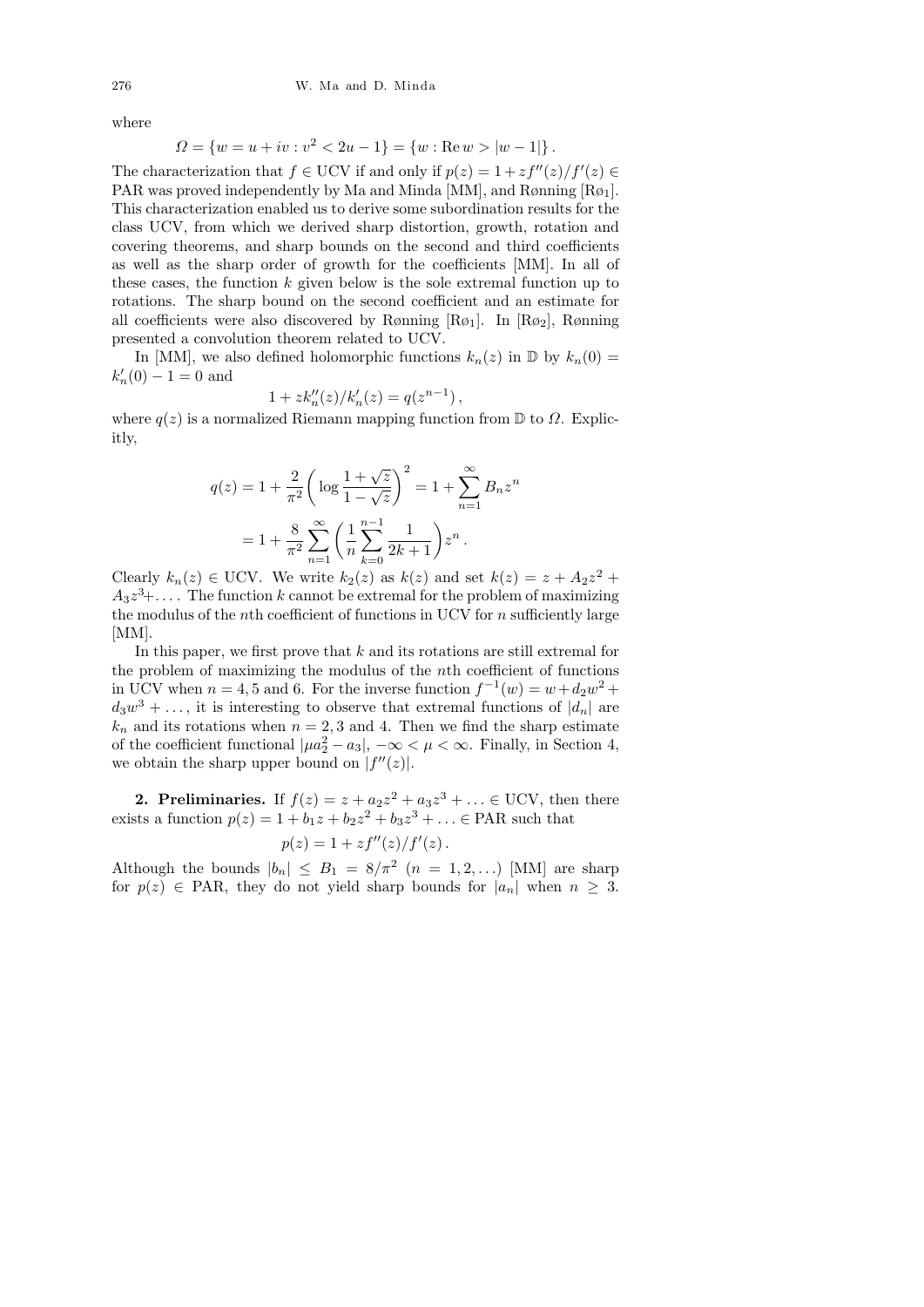where

$$\Omega = \{w = u + iv : v^2 < 2u - 1\} = \{w : \operatorname{Re} w > |w - 1|\}.$$

The characterization that $f \in \mathrm{UCV}$ if and only if $p(z) = 1 + zf''(z)/f'(z) \in \mathrm{PAR}$ was proved independently by Ma and Minda [MM], and Rønning [Rø$_1$]. This characterization enabled us to derive some subordination results for the class UCV, from which we derived sharp distortion, growth, rotation and covering theorems, and sharp bounds on the second and third coefficients as well as the sharp order of growth for the coefficients [MM]. In all of these cases, the function $k$ given below is the sole extremal function up to rotations. The sharp bound on the second coefficient and an estimate for all coefficients were also discovered by Rønning [Rø$_1$]. In [Rø$_2$], Rønning presented a convolution theorem related to UCV.

In [MM], we also defined holomorphic functions $k_n(z)$ in $\mathbb{D}$ by $k_n(0) = k_n'(0) - 1 = 0$ and

$$1 + zk_n''(z)/k_n'(z) = q(z^{n-1}),$$

where $q(z)$ is a normalized Riemann mapping function from $\mathbb{D}$ to $\Omega$. Explicitly,

$$\begin{aligned} q(z) &= 1 + \frac{2}{\pi^2}\left(\log\frac{1+\sqrt{z}}{1-\sqrt{z}}\right)^2 = 1 + \sum_{n=1}^{\infty} B_n z^n \\ &= 1 + \frac{8}{\pi^2}\sum_{n=1}^{\infty}\left(\frac{1}{n}\sum_{k=0}^{n-1}\frac{1}{2k+1}\right)z^n. \end{aligned}$$

Clearly $k_n(z) \in \mathrm{UCV}$. We write $k_2(z)$ as $k(z)$ and set $k(z) = z + A_2z^2 + A_3z^3 + \ldots$. The function $k$ cannot be extremal for the problem of maximizing the modulus of the $n$th coefficient of functions in UCV for $n$ sufficiently large [MM].

In this paper, we first prove that $k$ and its rotations are still extremal for the problem of maximizing the modulus of the $n$th coefficient of functions in UCV when $n = 4, 5$ and $6$. For the inverse function $f^{-1}(w) = w + d_2w^2 + d_3w^3 + \ldots$, it is interesting to observe that extremal functions of $|d_n|$ are $k_n$ and its rotations when $n = 2, 3$ and $4$. Then we find the sharp estimate of the coefficient functional $|\mu a_2^2 - a_3|$, $-\infty < \mu < \infty$. Finally, in Section 4, we obtain the sharp upper bound on $|f''(z)|$.

**2. Preliminaries.** If $f(z) = z + a_2z^2 + a_3z^3 + \ldots \in \mathrm{UCV}$, then there exists a function $p(z) = 1 + b_1z + b_2z^2 + b_3z^3 + \ldots \in \mathrm{PAR}$ such that

$$p(z) = 1 + zf''(z)/f'(z).$$

Although the bounds $|b_n| \le B_1 = 8/\pi^2$ $(n = 1, 2, \ldots)$ [MM] are sharp for $p(z) \in \mathrm{PAR}$, they do not yield sharp bounds for $|a_n|$ when $n \ge 3$.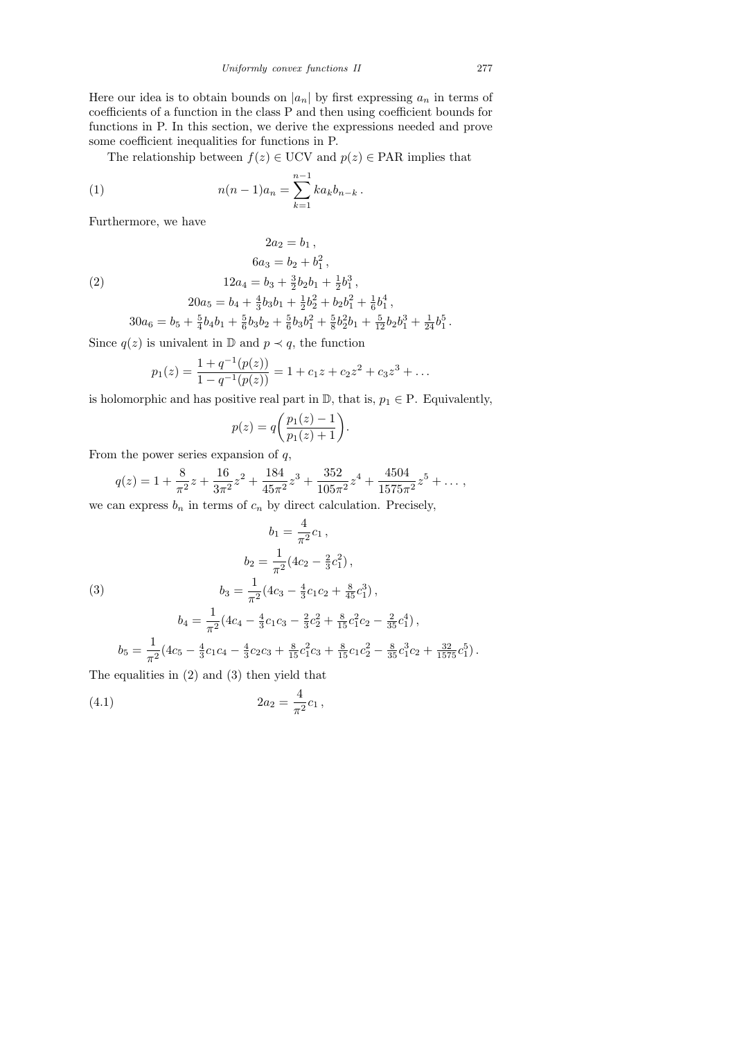Here our idea is to obtain bounds on $|a_n|$ by first expressing $a_n$ in terms of coefficients of a function in the class P and then using coefficient bounds for functions in P. In this section, we derive the expressions needed and prove some coefficient inequalities for functions in P.

The relationship between $f(z) \in \text{UCV}$ and $p(z) \in \text{PAR}$ implies that

$$n(n-1)a_n = \sum_{k=1}^{n-1} k a_k b_{n-k}\,. \tag{1}$$

Furthermore, we have

$$\begin{aligned}
2a_2 &= b_1\,,\\
6a_3 &= b_2 + b_1^2\,,\\
12a_4 &= b_3 + \tfrac{3}{2}b_2 b_1 + \tfrac{1}{2}b_1^3\,,\\
20a_5 &= b_4 + \tfrac{4}{3}b_3 b_1 + \tfrac{1}{2}b_2^2 + b_2 b_1^2 + \tfrac{1}{6}b_1^4\,,\\
30a_6 &= b_5 + \tfrac{5}{4}b_4 b_1 + \tfrac{5}{6}b_3 b_2 + \tfrac{5}{6}b_3 b_1^2 + \tfrac{5}{8}b_2^2 b_1 + \tfrac{5}{12}b_2 b_1^3 + \tfrac{1}{24}b_1^5\,.
\end{aligned} \tag{2}$$

Since $q(z)$ is univalent in $\mathbb{D}$ and $p \prec q$, the function

$$p_1(z) = \frac{1 + q^{-1}(p(z))}{1 - q^{-1}(p(z))} = 1 + c_1 z + c_2 z^2 + c_3 z^3 + \ldots$$

is holomorphic and has positive real part in $\mathbb{D}$, that is, $p_1 \in \text{P}$. Equivalently,

$$p(z) = q\left(\frac{p_1(z) - 1}{p_1(z) + 1}\right).$$

From the power series expansion of $q$,

$$q(z) = 1 + \frac{8}{\pi^2}z + \frac{16}{3\pi^2}z^2 + \frac{184}{45\pi^2}z^3 + \frac{352}{105\pi^2}z^4 + \frac{4504}{1575\pi^2}z^5 + \ldots\,,$$

we can express $b_n$ in terms of $c_n$ by direct calculation. Precisely,

$$\begin{aligned}
b_1 &= \frac{4}{\pi^2}c_1\,,\\
b_2 &= \frac{1}{\pi^2}(4c_2 - \tfrac{2}{3}c_1^2)\,,\\
b_3 &= \frac{1}{\pi^2}(4c_3 - \tfrac{4}{3}c_1 c_2 + \tfrac{8}{45}c_1^3)\,,\\
b_4 &= \frac{1}{\pi^2}(4c_4 - \tfrac{4}{3}c_1 c_3 - \tfrac{2}{3}c_2^2 + \tfrac{8}{15}c_1^2 c_2 - \tfrac{2}{35}c_1^4)\,,\\
b_5 &= \frac{1}{\pi^2}(4c_5 - \tfrac{4}{3}c_1 c_4 - \tfrac{4}{3}c_2 c_3 + \tfrac{8}{15}c_1^2 c_3 + \tfrac{8}{15}c_1 c_2^2 - \tfrac{8}{35}c_1^3 c_2 + \tfrac{32}{1575}c_1^5)\,.
\end{aligned} \tag{3}$$

The equalities in (2) and (3) then yield that

$$2a_2 = \frac{4}{\pi^2}c_1\,, \tag{4.1}$$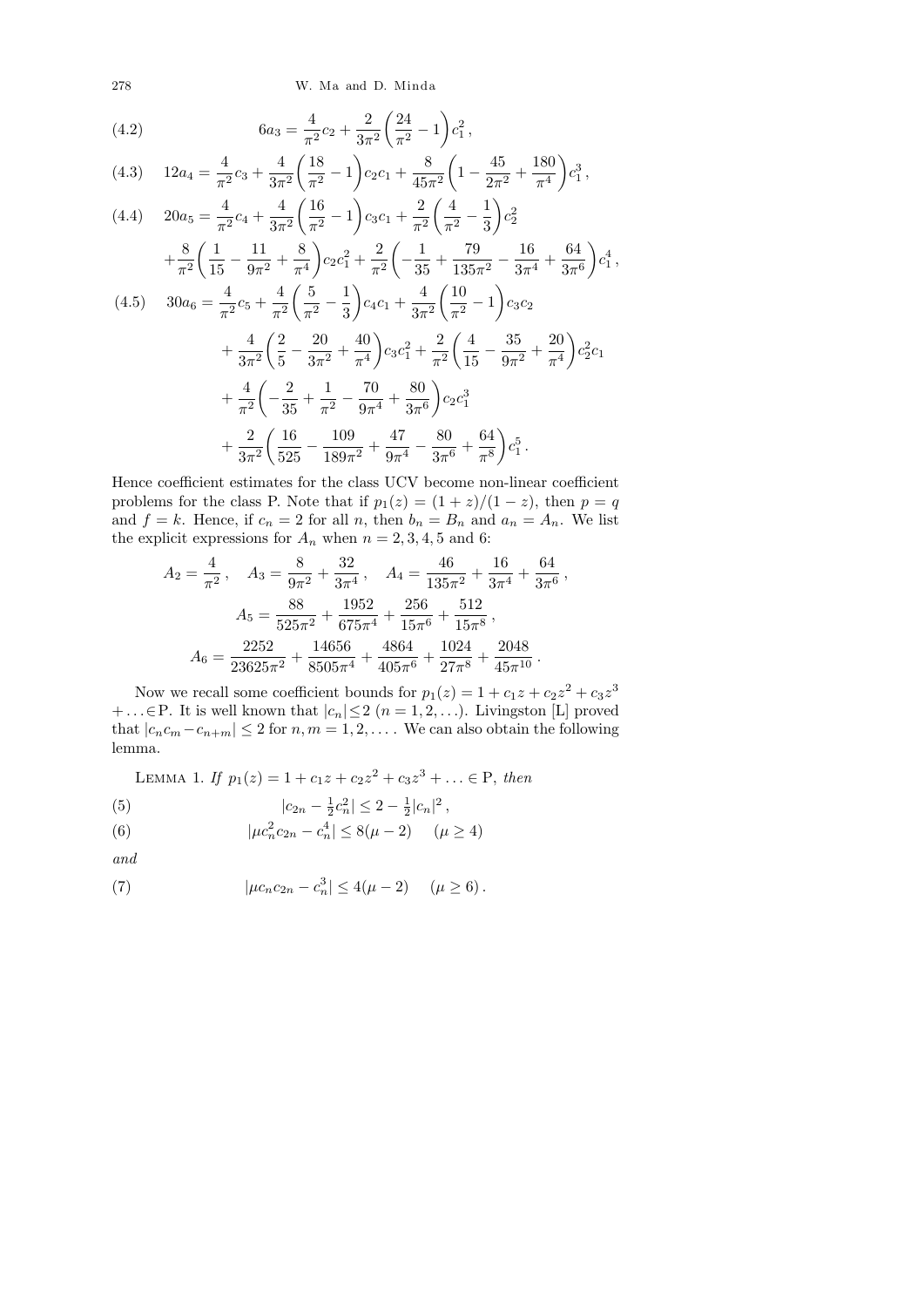$$6a_3 = \frac{4}{\pi^2}c_2 + \frac{2}{3\pi^2}\left(\frac{24}{\pi^2} - 1\right)c_1^2\,, \tag{4.2}$$

$$12a_4 = \frac{4}{\pi^2}c_3 + \frac{4}{3\pi^2}\left(\frac{18}{\pi^2} - 1\right)c_2c_1 + \frac{8}{45\pi^2}\left(1 - \frac{45}{2\pi^2} + \frac{180}{\pi^4}\right)c_1^3\,, \tag{4.3}$$

$$\begin{aligned}20a_5 &= \frac{4}{\pi^2}c_4 + \frac{4}{3\pi^2}\left(\frac{16}{\pi^2} - 1\right)c_3c_1 + \frac{2}{\pi^2}\left(\frac{4}{\pi^2} - \frac{1}{3}\right)c_2^2 \\ &\quad + \frac{8}{\pi^2}\left(\frac{1}{15} - \frac{11}{9\pi^2} + \frac{8}{\pi^4}\right)c_2c_1^2 + \frac{2}{\pi^2}\left(-\frac{1}{35} + \frac{79}{135\pi^2} - \frac{16}{3\pi^4} + \frac{64}{3\pi^6}\right)c_1^4\,,\end{aligned} \tag{4.4}$$

$$\begin{aligned}30a_6 &= \frac{4}{\pi^2}c_5 + \frac{4}{\pi^2}\left(\frac{5}{\pi^2} - \frac{1}{3}\right)c_4c_1 + \frac{4}{3\pi^2}\left(\frac{10}{\pi^2} - 1\right)c_3c_2 \\ &\quad + \frac{4}{3\pi^2}\left(\frac{2}{5} - \frac{20}{3\pi^2} + \frac{40}{\pi^4}\right)c_3c_1^2 + \frac{2}{\pi^2}\left(\frac{4}{15} - \frac{35}{9\pi^2} + \frac{20}{\pi^4}\right)c_2^2c_1 \\ &\quad + \frac{4}{\pi^2}\left(-\frac{2}{35} + \frac{1}{\pi^2} - \frac{70}{9\pi^4} + \frac{80}{3\pi^6}\right)c_2c_1^3 \\ &\quad + \frac{2}{3\pi^2}\left(\frac{16}{525} - \frac{109}{189\pi^2} + \frac{47}{9\pi^4} - \frac{80}{3\pi^6} + \frac{64}{\pi^8}\right)c_1^5\,.\end{aligned} \tag{4.5}$$

Hence coefficient estimates for the class UCV become non-linear coefficient problems for the class P. Note that if $p_1(z) = (1+z)/(1-z)$, then $p = q$ and $f = k$. Hence, if $c_n = 2$ for all $n$, then $b_n = B_n$ and $a_n = A_n$. We list the explicit expressions for $A_n$ when $n = 2, 3, 4, 5$ and $6$:

$$A_2 = \frac{4}{\pi^2}\,, \quad A_3 = \frac{8}{9\pi^2} + \frac{32}{3\pi^4}\,, \quad A_4 = \frac{46}{135\pi^2} + \frac{16}{3\pi^4} + \frac{64}{3\pi^6}\,,$$

$$A_5 = \frac{88}{525\pi^2} + \frac{1952}{675\pi^4} + \frac{256}{15\pi^6} + \frac{512}{15\pi^8}\,,$$

$$A_6 = \frac{2252}{23625\pi^2} + \frac{14656}{8505\pi^4} + \frac{4864}{405\pi^6} + \frac{1024}{27\pi^8} + \frac{2048}{45\pi^{10}}\,.$$

Now we recall some coefficient bounds for $p_1(z) = 1 + c_1z + c_2z^2 + c_3z^3 + \ldots \in$ P. It is well known that $|c_n| \leq 2$ $(n = 1, 2, \ldots)$. Livingston [L] proved that $|c_nc_m - c_{n+m}| \leq 2$ for $n, m = 1, 2, \ldots$. We can also obtain the following lemma.

**Lemma 1.** *If $p_1(z) = 1 + c_1z + c_2z^2 + c_3z^3 + \ldots \in$ P, then*

$$|c_{2n} - \tfrac{1}{2}c_n^2| \leq 2 - \tfrac{1}{2}|c_n|^2\,, \tag{5}$$

$$|\mu c_n^2c_{2n} - c_n^4| \leq 8(\mu - 2) \quad (\mu \geq 4) \tag{6}$$

*and*

$$|\mu c_nc_{2n} - c_n^3| \leq 4(\mu - 2) \quad (\mu \geq 6)\,. \tag{7}$$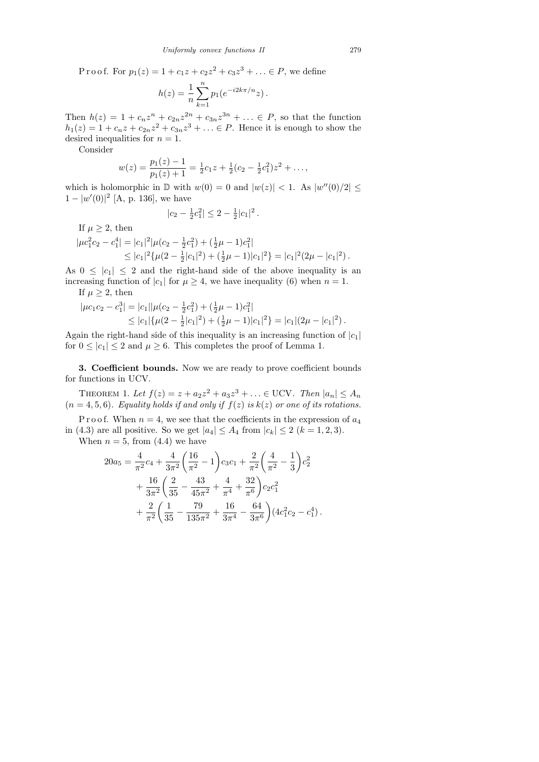P r o o f. For $p_1(z) = 1 + c_1 z + c_2 z^2 + c_3 z^3 + \ldots \in P$, we define

$$h(z) = \frac{1}{n}\sum_{k=1}^{n} p_1(e^{-i2k\pi/n} z)\,.$$

Then $h(z) = 1 + c_n z^n + c_{2n} z^{2n} + c_{3n} z^{3n} + \ldots \in P$, so that the function $h_1(z) = 1 + c_n z + c_{2n} z^2 + c_{3n} z^3 + \ldots \in P$. Hence it is enough to show the desired inequalities for $n = 1$.

Consider

$$w(z) = \frac{p_1(z) - 1}{p_1(z) + 1} = \tfrac{1}{2}c_1 z + \tfrac{1}{2}(c_2 - \tfrac{1}{2}c_1^2)z^2 + \ldots,$$

which is holomorphic in $\mathbb{D}$ with $w(0) = 0$ and $|w(z)| < 1$. As $|w''(0)/2| \le 1 - |w'(0)|^2$ [A, p. 136], we have

$$|c_2 - \tfrac{1}{2}c_1^2| \le 2 - \tfrac{1}{2}|c_1|^2\,.$$

If $\mu \ge 2$, then

$$\begin{aligned}|\mu c_1^2 c_2 - c_1^4| &= |c_1|^2 |\mu(c_2 - \tfrac{1}{2}c_1^2) + (\tfrac{1}{2}\mu - 1)c_1^2| \\ &\le |c_1|^2\{\mu(2 - \tfrac{1}{2}|c_1|^2) + (\tfrac{1}{2}\mu - 1)|c_1|^2\} = |c_1|^2(2\mu - |c_1|^2)\,.\end{aligned}$$

As $0 \le |c_1| \le 2$ and the right-hand side of the above inequality is an increasing function of $|c_1|$ for $\mu \ge 4$, we have inequality (6) when $n = 1$.

If $\mu \ge 2$, then

$$\begin{aligned}|\mu c_1 c_2 - c_1^3| &= |c_1||\mu(c_2 - \tfrac{1}{2}c_1^2) + (\tfrac{1}{2}\mu - 1)c_1^2| \\ &\le |c_1|\{\mu(2 - \tfrac{1}{2}|c_1|^2) + (\tfrac{1}{2}\mu - 1)|c_1|^2\} = |c_1|(2\mu - |c_1|^2)\,.\end{aligned}$$

Again the right-hand side of this inequality is an increasing function of $|c_1|$ for $0 \le |c_1| \le 2$ and $\mu \ge 6$. This completes the proof of Lemma 1.

**3. Coefficient bounds.** Now we are ready to prove coefficient bounds for functions in UCV.

THEOREM 1. *Let $f(z) = z + a_2 z^2 + a_3 z^3 + \ldots \in$ UCV. Then $|a_n| \le A_n$ $(n = 4, 5, 6)$. Equality holds if and only if $f(z)$ is $k(z)$ or one of its rotations.*

P r o o f. When $n = 4$, we see that the coefficients in the expression of $a_4$ in (4.3) are all positive. So we get $|a_4| \le A_4$ from $|c_k| \le 2$ $(k = 1, 2, 3)$.

When $n = 5$, from (4.4) we have

$$\begin{aligned}20a_5 &= \frac{4}{\pi^2}c_4 + \frac{4}{3\pi^2}\left(\frac{16}{\pi^2} - 1\right)c_3 c_1 + \frac{2}{\pi^2}\left(\frac{4}{\pi^2} - \frac{1}{3}\right)c_2^2 \\ &\quad + \frac{16}{3\pi^2}\left(\frac{2}{35} - \frac{43}{45\pi^2} + \frac{4}{\pi^4} + \frac{32}{\pi^6}\right)c_2 c_1^2 \\ &\quad + \frac{2}{\pi^2}\left(\frac{1}{35} - \frac{79}{135\pi^2} + \frac{16}{3\pi^4} - \frac{64}{3\pi^6}\right)(4c_1^2 c_2 - c_1^4)\,.\end{aligned}$$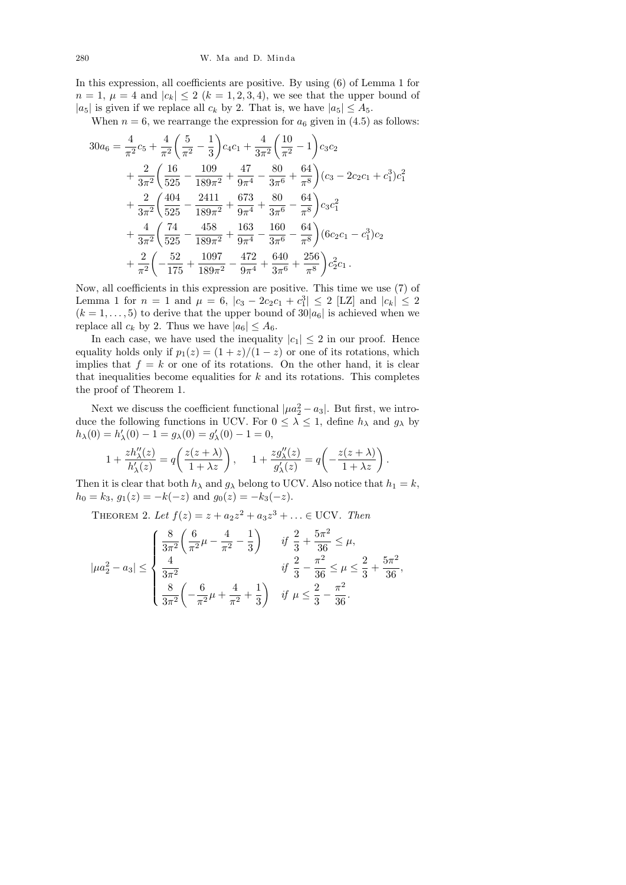In this expression, all coefficients are positive. By using (6) of Lemma 1 for $n = 1$, $\mu = 4$ and $|c_k| \le 2$ $(k = 1, 2, 3, 4)$, we see that the upper bound of $|a_5|$ is given if we replace all $c_k$ by 2. That is, we have $|a_5| \le A_5$.

When $n = 6$, we rearrange the expression for $a_6$ given in (4.5) as follows:

$$
\begin{aligned}
30a_6 &= \frac{4}{\pi^2}c_5 + \frac{4}{\pi^2}\left(\frac{5}{\pi^2} - \frac{1}{3}\right)c_4c_1 + \frac{4}{3\pi^2}\left(\frac{10}{\pi^2} - 1\right)c_3c_2 \\
&\quad + \frac{2}{3\pi^2}\left(\frac{16}{525} - \frac{109}{189\pi^2} + \frac{47}{9\pi^4} - \frac{80}{3\pi^6} + \frac{64}{\pi^8}\right)(c_3 - 2c_2c_1 + c_1^3)c_1^2 \\
&\quad + \frac{2}{3\pi^2}\left(\frac{404}{525} - \frac{2411}{189\pi^2} + \frac{673}{9\pi^4} + \frac{80}{3\pi^6} - \frac{64}{\pi^8}\right)c_3c_1^2 \\
&\quad + \frac{4}{3\pi^2}\left(\frac{74}{525} - \frac{458}{189\pi^2} + \frac{163}{9\pi^4} - \frac{160}{3\pi^6} - \frac{64}{\pi^8}\right)(6c_2c_1 - c_1^3)c_2 \\
&\quad + \frac{2}{\pi^2}\left(-\frac{52}{175} + \frac{1097}{189\pi^2} - \frac{472}{9\pi^4} + \frac{640}{3\pi^6} + \frac{256}{\pi^8}\right)c_2^2c_1 .
\end{aligned}
$$

Now, all coefficients in this expression are positive. This time we use (7) of Lemma 1 for $n = 1$ and $\mu = 6$, $|c_3 - 2c_2c_1 + c_1^3| \le 2$ [LZ] and $|c_k| \le 2$ $(k = 1, \ldots, 5)$ to derive that the upper bound of $30|a_6|$ is achieved when we replace all $c_k$ by 2. Thus we have $|a_6| \le A_6$.

In each case, we have used the inequality $|c_1| \le 2$ in our proof. Hence equality holds only if $p_1(z) = (1 + z)/(1 - z)$ or one of its rotations, which implies that $f = k$ or one of its rotations. On the other hand, it is clear that inequalities become equalities for $k$ and its rotations. This completes the proof of Theorem 1.

Next we discuss the coefficient functional $|\mu a_2^2 - a_3|$. But first, we introduce the following functions in UCV. For $0 \le \lambda \le 1$, define $h_\lambda$ and $g_\lambda$ by $h_\lambda(0) = h'_\lambda(0) - 1 = g_\lambda(0) = g'_\lambda(0) - 1 = 0$,

$$
1 + \frac{zh''_\lambda(z)}{h'_\lambda(z)} = q\left(\frac{z(z + \lambda)}{1 + \lambda z}\right), \quad 1 + \frac{zg''_\lambda(z)}{g'_\lambda(z)} = q\left(-\frac{z(z + \lambda)}{1 + \lambda z}\right).
$$

Then it is clear that both $h_\lambda$ and $g_\lambda$ belong to UCV. Also notice that $h_1 = k$, $h_0 = k_3$, $g_1(z) = -k(-z)$ and $g_0(z) = -k_3(-z)$.

Theorem 2. *Let $f(z) = z + a_2z^2 + a_3z^3 + \ldots \in$ UCV. Then*

$$
|\mu a_2^2 - a_3| \le \begin{cases} \dfrac{8}{3\pi^2}\left(\dfrac{6}{\pi^2}\mu - \dfrac{4}{\pi^2} - \dfrac{1}{3}\right) & \text{if } \dfrac{2}{3} + \dfrac{5\pi^2}{36} \le \mu, \\[2ex] \dfrac{4}{3\pi^2} & \text{if } \dfrac{2}{3} - \dfrac{\pi^2}{36} \le \mu \le \dfrac{2}{3} + \dfrac{5\pi^2}{36}, \\[2ex] \dfrac{8}{3\pi^2}\left(-\dfrac{6}{\pi^2}\mu + \dfrac{4}{\pi^2} + \dfrac{1}{3}\right) & \text{if } \mu \le \dfrac{2}{3} - \dfrac{\pi^2}{36}. \end{cases}
$$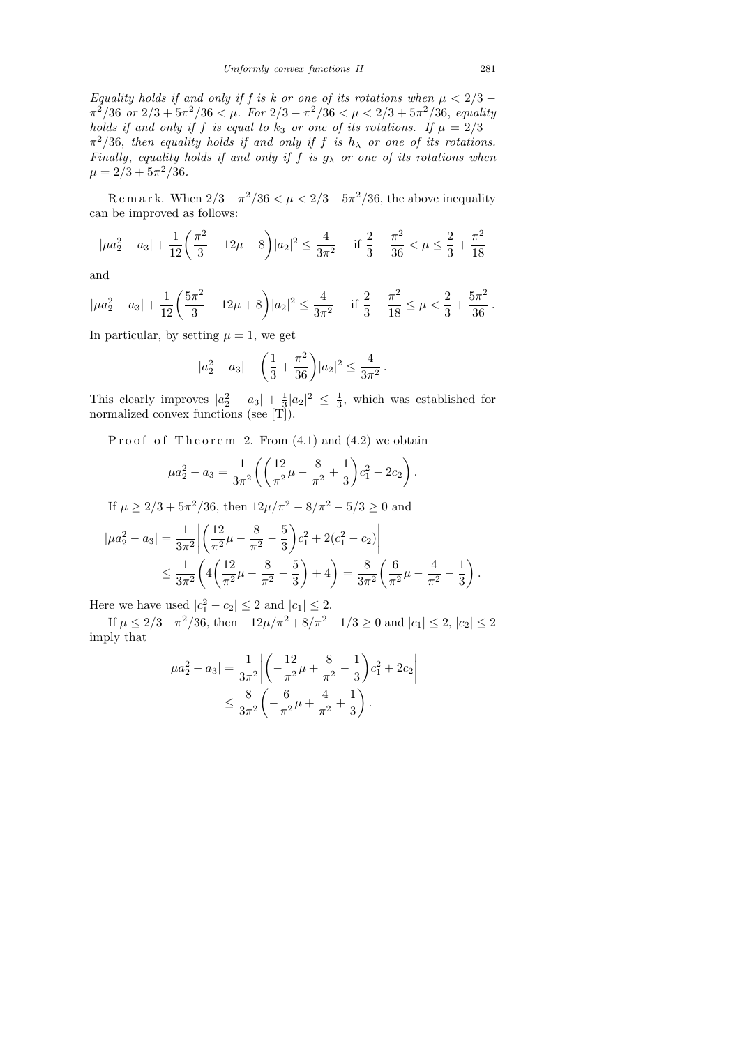*Equality holds if and only if $f$ is $k$ or one of its rotations when $\mu < 2/3 - \pi^2/36$ or $2/3 + 5\pi^2/36 < \mu$. For $2/3 - \pi^2/36 < \mu < 2/3 + 5\pi^2/36$, equality holds if and only if $f$ is equal to $k_3$ or one of its rotations. If $\mu = 2/3 - \pi^2/36$, then equality holds if and only if $f$ is $h_\lambda$ or one of its rotations. Finally, equality holds if and only if $f$ is $g_\lambda$ or one of its rotations when $\mu = 2/3 + 5\pi^2/36$.*

Remark. When $2/3 - \pi^2/36 < \mu < 2/3 + 5\pi^2/36$, the above inequality can be improved as follows:

$$|\mu a_2^2 - a_3| + \frac{1}{12}\left(\frac{\pi^2}{3} + 12\mu - 8\right)|a_2|^2 \le \frac{4}{3\pi^2} \quad \text{if } \frac{2}{3} - \frac{\pi^2}{36} < \mu \le \frac{2}{3} + \frac{\pi^2}{18}$$

and

$$|\mu a_2^2 - a_3| + \frac{1}{12}\left(\frac{5\pi^2}{3} - 12\mu + 8\right)|a_2|^2 \le \frac{4}{3\pi^2} \quad \text{if } \frac{2}{3} + \frac{\pi^2}{18} \le \mu < \frac{2}{3} + \frac{5\pi^2}{36}\,.$$

In particular, by setting $\mu = 1$, we get

$$|a_2^2 - a_3| + \left(\frac{1}{3} + \frac{\pi^2}{36}\right)|a_2|^2 \le \frac{4}{3\pi^2}\,.$$

This clearly improves $|a_2^2 - a_3| + \frac{1}{3}|a_2|^2 \le \frac{1}{3}$, which was established for normalized convex functions (see [T]).

Proof of Theorem 2. From (4.1) and (4.2) we obtain

$$\mu a_2^2 - a_3 = \frac{1}{3\pi^2}\left(\left(\frac{12}{\pi^2}\mu - \frac{8}{\pi^2} + \frac{1}{3}\right)c_1^2 - 2c_2\right).$$

If $\mu \ge 2/3 + 5\pi^2/36$, then $12\mu/\pi^2 - 8/\pi^2 - 5/3 \ge 0$ and

$$\begin{aligned}
|\mu a_2^2 - a_3| &= \frac{1}{3\pi^2}\left|\left(\frac{12}{\pi^2}\mu - \frac{8}{\pi^2} - \frac{5}{3}\right)c_1^2 + 2(c_1^2 - c_2)\right| \\
&\le \frac{1}{3\pi^2}\left(4\left(\frac{12}{\pi^2}\mu - \frac{8}{\pi^2} - \frac{5}{3}\right) + 4\right) = \frac{8}{3\pi^2}\left(\frac{6}{\pi^2}\mu - \frac{4}{\pi^2} - \frac{1}{3}\right).
\end{aligned}$$

Here we have used $|c_1^2 - c_2| \le 2$ and $|c_1| \le 2$.

If $\mu \le 2/3 - \pi^2/36$, then $-12\mu/\pi^2 + 8/\pi^2 - 1/3 \ge 0$ and $|c_1| \le 2$, $|c_2| \le 2$ imply that

$$\begin{aligned}
|\mu a_2^2 - a_3| &= \frac{1}{3\pi^2}\left|\left(-\frac{12}{\pi^2}\mu + \frac{8}{\pi^2} - \frac{1}{3}\right)c_1^2 + 2c_2\right| \\
&\le \frac{8}{3\pi^2}\left(-\frac{6}{\pi^2}\mu + \frac{4}{\pi^2} + \frac{1}{3}\right).
\end{aligned}$$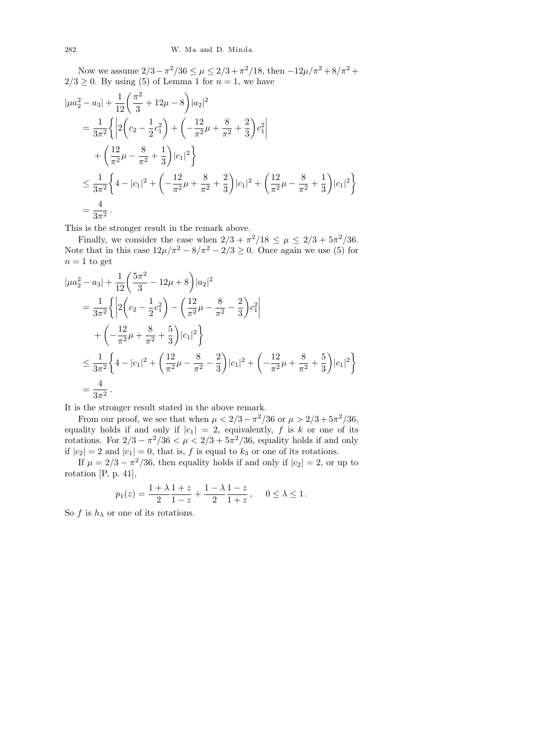Now we assume $2/3 - \pi^2/36 \le \mu \le 2/3 + \pi^2/18$, then $-12\mu/\pi^2 + 8/\pi^2 + 2/3 \ge 0$. By using (5) of Lemma 1 for $n = 1$, we have

$$
\begin{aligned}
|\mu a_2^2 - a_3| &+ \frac{1}{12}\left(\frac{\pi^2}{3} + 12\mu - 8\right)|a_2|^2 \\
&= \frac{1}{3\pi^2}\bigg\{\left|2\left(c_2 - \frac{1}{2}c_1^2\right) + \left(-\frac{12}{\pi^2}\mu + \frac{8}{\pi^2} + \frac{2}{3}\right)c_1^2\right| \\
&\quad + \left(\frac{12}{\pi^2}\mu - \frac{8}{\pi^2} + \frac{1}{3}\right)|c_1|^2\bigg\} \\
&\le \frac{1}{3\pi^2}\bigg\{4 - |c_1|^2 + \left(-\frac{12}{\pi^2}\mu + \frac{8}{\pi^2} + \frac{2}{3}\right)|c_1|^2 + \left(\frac{12}{\pi^2}\mu - \frac{8}{\pi^2} + \frac{1}{3}\right)|c_1|^2\bigg\} \\
&= \frac{4}{3\pi^2}\,.
\end{aligned}
$$

This is the stronger result in the remark above.

Finally, we consider the case when $2/3 + \pi^2/18 \le \mu \le 2/3 + 5\pi^2/36$. Note that in this case $12\mu/\pi^2 - 8/\pi^2 - 2/3 \ge 0$. Once again we use (5) for $n = 1$ to get

$$
\begin{aligned}
|\mu a_2^2 - a_3| &+ \frac{1}{12}\left(\frac{5\pi^2}{3} - 12\mu + 8\right)|a_2|^2 \\
&= \frac{1}{3\pi^2}\bigg\{\left|2\left(c_2 - \frac{1}{2}c_1^2\right) - \left(\frac{12}{\pi^2}\mu - \frac{8}{\pi^2} - \frac{2}{3}\right)c_1^2\right| \\
&\quad + \left(-\frac{12}{\pi^2}\mu + \frac{8}{\pi^2} + \frac{5}{3}\right)|c_1|^2\bigg\} \\
&\le \frac{1}{3\pi^2}\bigg\{4 - |c_1|^2 + \left(\frac{12}{\pi^2}\mu - \frac{8}{\pi^2} - \frac{2}{3}\right)|c_1|^2 + \left(-\frac{12}{\pi^2}\mu + \frac{8}{\pi^2} + \frac{5}{3}\right)|c_1|^2\bigg\} \\
&= \frac{4}{3\pi^2}\,.
\end{aligned}
$$

It is the stronger result stated in the above remark.

From our proof, we see that when $\mu < 2/3 - \pi^2/36$ or $\mu > 2/3 + 5\pi^2/36$, equality holds if and only if $|c_1| = 2$, equivalently, $f$ is $k$ or one of its rotations. For $2/3 - \pi^2/36 < \mu < 2/3 + 5\pi^2/36$, equality holds if and only if $|c_2| = 2$ and $|c_1| = 0$, that is, $f$ is equal to $k_3$ or one of its rotations.

If $\mu = 2/3 - \pi^2/36$, then equality holds if and only if $|c_2| = 2$, or up to rotation [P, p. 41],

$$
p_1(z) = \frac{1+\lambda}{2}\frac{1+z}{1-z} + \frac{1-\lambda}{2}\frac{1-z}{1+z}\,, \qquad 0 \le \lambda \le 1\,.
$$

So $f$ is $h_\lambda$ or one of its rotations.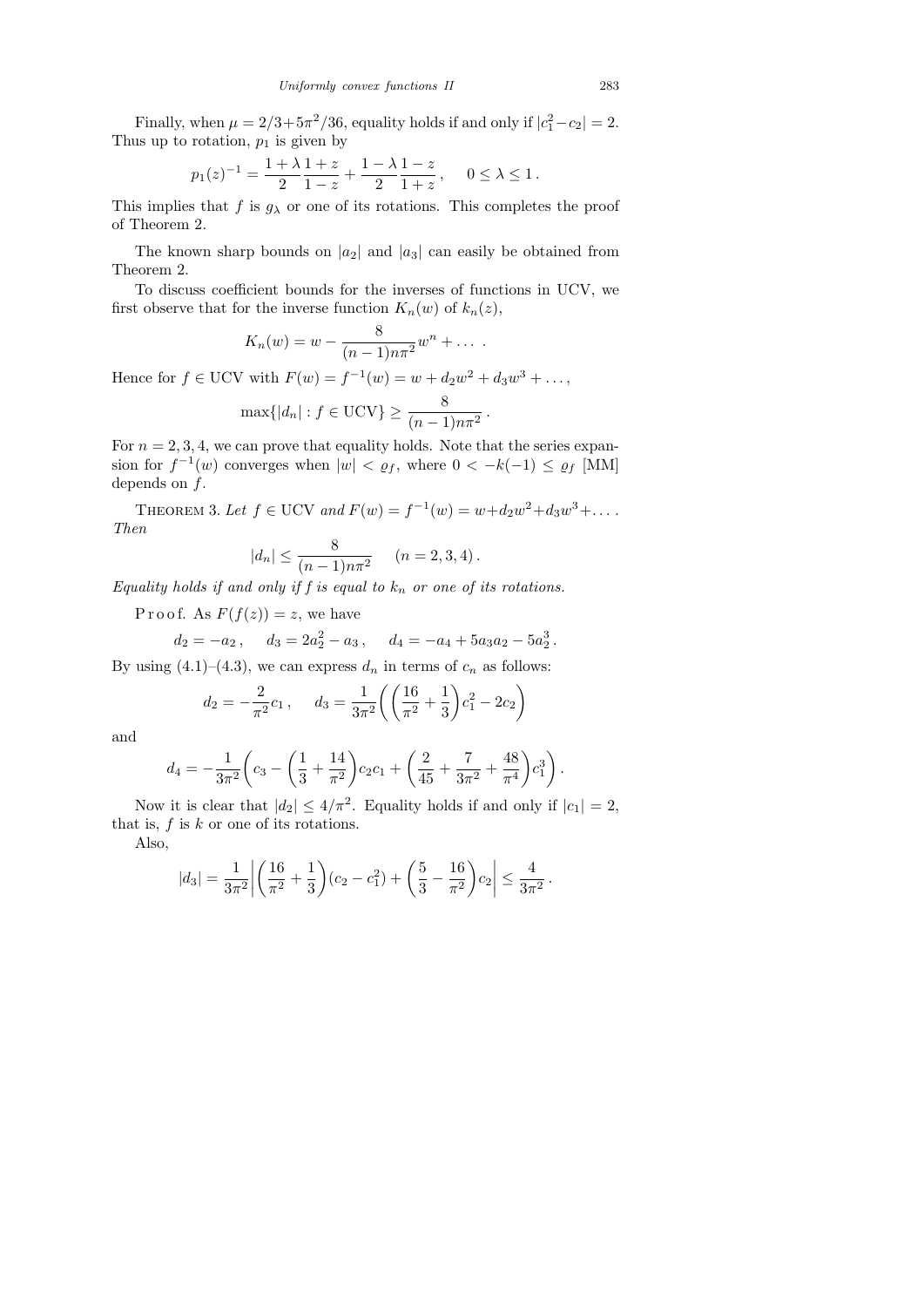Finally, when $\mu = 2/3 + 5\pi^2/36$, equality holds if and only if $|c_1^2 - c_2| = 2$. Thus up to rotation, $p_1$ is given by

$$p_1(z)^{-1} = \frac{1+\lambda}{2}\frac{1+z}{1-z} + \frac{1-\lambda}{2}\frac{1-z}{1+z}, \quad 0 \le \lambda \le 1.$$

This implies that $f$ is $g_\lambda$ or one of its rotations. This completes the proof of Theorem 2.

The known sharp bounds on $|a_2|$ and $|a_3|$ can easily be obtained from Theorem 2.

To discuss coefficient bounds for the inverses of functions in UCV, we first observe that for the inverse function $K_n(w)$ of $k_n(z)$,

$$K_n(w) = w - \frac{8}{(n-1)n\pi^2}w^n + \ldots .$$

Hence for $f \in \mathrm{UCV}$ with $F(w) = f^{-1}(w) = w + d_2w^2 + d_3w^3 + \ldots$,

$$\max\{|d_n| : f \in \mathrm{UCV}\} \ge \frac{8}{(n-1)n\pi^2}.$$

For $n = 2, 3, 4$, we can prove that equality holds. Note that the series expansion for $f^{-1}(w)$ converges when $|w| < \varrho_f$, where $0 < -k(-1) \le \varrho_f$ [MM] depends on $f$.

THEOREM 3. *Let $f \in \mathrm{UCV}$ and $F(w) = f^{-1}(w) = w + d_2w^2 + d_3w^3 + \ldots$. Then*

$$|d_n| \le \frac{8}{(n-1)n\pi^2} \quad (n = 2, 3, 4).$$

*Equality holds if and only if $f$ is equal to $k_n$ or one of its rotations.*

Proof. As $F(f(z)) = z$, we have

$$d_2 = -a_2, \quad d_3 = 2a_2^2 - a_3, \quad d_4 = -a_4 + 5a_3a_2 - 5a_2^3.$$

By using (4.1)–(4.3), we can express $d_n$ in terms of $c_n$ as follows:

$$d_2 = -\frac{2}{\pi^2}c_1, \quad d_3 = \frac{1}{3\pi^2}\left(\left(\frac{16}{\pi^2} + \frac{1}{3}\right)c_1^2 - 2c_2\right)$$

and

$$d_4 = -\frac{1}{3\pi^2}\left(c_3 - \left(\frac{1}{3} + \frac{14}{\pi^2}\right)c_2c_1 + \left(\frac{2}{45} + \frac{7}{3\pi^2} + \frac{48}{\pi^4}\right)c_1^3\right).$$

Now it is clear that $|d_2| \le 4/\pi^2$. Equality holds if and only if $|c_1| = 2$, that is, $f$ is $k$ or one of its rotations.

Also,

$$|d_3| = \frac{1}{3\pi^2}\left|\left(\frac{16}{\pi^2} + \frac{1}{3}\right)(c_2 - c_1^2) + \left(\frac{5}{3} - \frac{16}{\pi^2}\right)c_2\right| \le \frac{4}{3\pi^2}.$$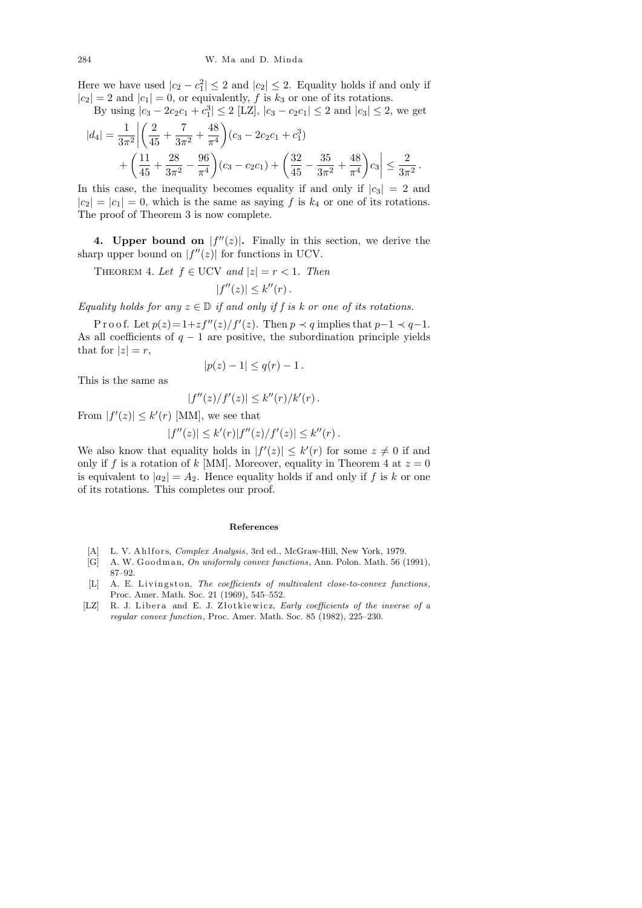Here we have used $|c_2 - c_1^2| \le 2$ and $|c_2| \le 2$. Equality holds if and only if $|c_2| = 2$ and $|c_1| = 0$, or equivalently, $f$ is $k_3$ or one of its rotations.

By using $|c_3 - 2c_2c_1 + c_1^3| \le 2$ [LZ], $|c_3 - c_2c_1| \le 2$ and $|c_3| \le 2$, we get

$$|d_4| = \frac{1}{3\pi^2}\bigg|\left(\frac{2}{45} + \frac{7}{3\pi^2} + \frac{48}{\pi^4}\right)(c_3 - 2c_2c_1 + c_1^3) + \left(\frac{11}{45} + \frac{28}{3\pi^2} - \frac{96}{\pi^4}\right)(c_3 - c_2c_1) + \left(\frac{32}{45} - \frac{35}{3\pi^2} + \frac{48}{\pi^4}\right)c_3\bigg| \le \frac{2}{3\pi^2}.$$

In this case, the inequality becomes equality if and only if $|c_3| = 2$ and $|c_2| = |c_1| = 0$, which is the same as saying $f$ is $k_4$ or one of its rotations. The proof of Theorem 3 is now complete.

**4. Upper bound on $|f''(z)|$.** Finally in this section, we derive the sharp upper bound on $|f''(z)|$ for functions in UCV.

THEOREM 4. *Let $f \in$ UCV and $|z| = r < 1$. Then*

$$|f''(z)| \le k''(r).$$

*Equality holds for any $z \in \mathbb{D}$ if and only if $f$ is $k$ or one of its rotations.*

Proof. Let $p(z) = 1 + zf''(z)/f'(z)$. Then $p \prec q$ implies that $p - 1 \prec q - 1$. As all coefficients of $q - 1$ are positive, the subordination principle yields that for $|z| = r$,

$$|p(z) - 1| \le q(r) - 1.$$

This is the same as

$$|f''(z)/f'(z)| \le k''(r)/k'(r).$$

From $|f'(z)| \le k'(r)$ [MM], we see that

$$|f''(z)| \le k'(r)|f''(z)/f'(z)| \le k''(r).$$

We also know that equality holds in $|f'(z)| \le k'(r)$ for some $z \ne 0$ if and only if $f$ is a rotation of $k$ [MM]. Moreover, equality in Theorem 4 at $z = 0$ is equivalent to $|a_2| = A_2$. Hence equality holds if and only if $f$ is $k$ or one of its rotations. This completes our proof.

## References

- [A] L. V. Ahlfors, *Complex Analysis*, 3rd ed., McGraw-Hill, New York, 1979.
- [G] A. W. Goodman, *On uniformly convex functions*, Ann. Polon. Math. 56 (1991), 87–92.
- [L] A. E. Livingston, *The coefficients of multivalent close-to-convex functions*, Proc. Amer. Math. Soc. 21 (1969), 545–552.
- [LZ] R. J. Libera and E. J. Złotkiewicz, *Early coefficients of the inverse of a regular convex function*, Proc. Amer. Math. Soc. 85 (1982), 225–230.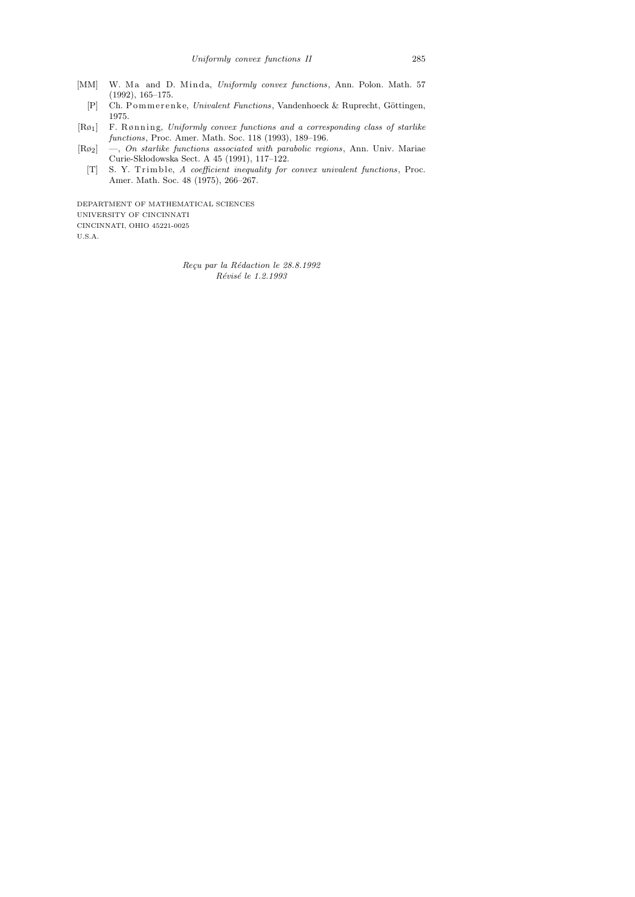[MM] W. Ma and D. Minda, *Uniformly convex functions*, Ann. Polon. Math. 57 (1992), 165–175.

[P] Ch. Pommerenke, *Univalent Functions*, Vandenhoeck & Ruprecht, Göttingen, 1975.

[Rø$_1$] F. Rønning, *Uniformly convex functions and a corresponding class of starlike functions*, Proc. Amer. Math. Soc. 118 (1993), 189–196.

[Rø$_2$] —, *On starlike functions associated with parabolic regions*, Ann. Univ. Mariae Curie-Skłodowska Sect. A 45 (1991), 117–122.

[T] S. Y. Trimble, *A coefficient inequality for convex univalent functions*, Proc. Amer. Math. Soc. 48 (1975), 266–267.

DEPARTMENT OF MATHEMATICAL SCIENCES
UNIVERSITY OF CINCINNATI
CINCINNATI, OHIO 45221-0025
U.S.A.

*Reçu par la Rédaction le 28.8.1992*
*Révisé le 1.2.1993*